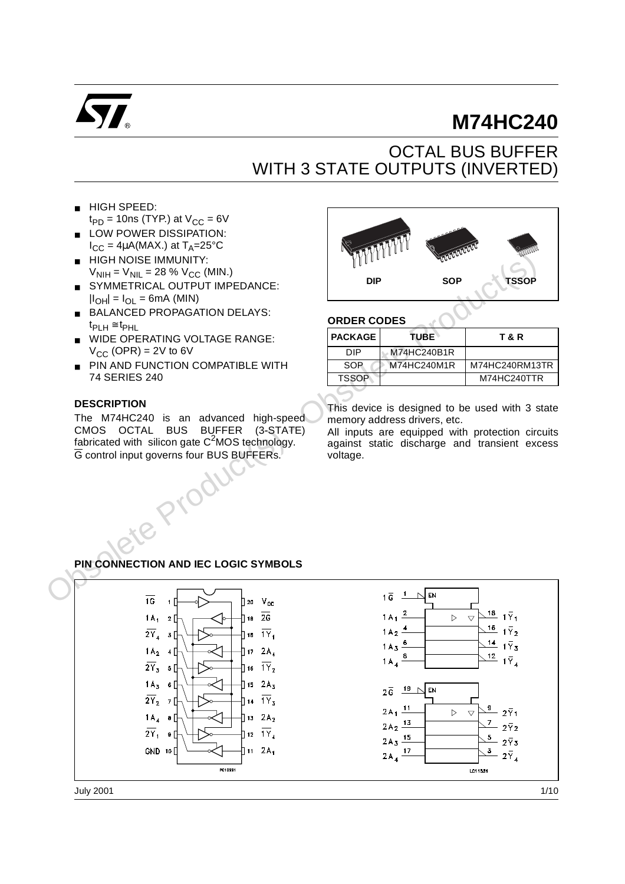# M74HC240

## OCTAL BUS BUFFER WITH 3 STATE OUTPUTS (INVERTED)

- HIGH SPEED: $t_{PD}$ = 10ns (TYP.) at $V_{CC}$ = 6V
- LOW POWER DISSIPATION: $I_{CC}$ = 4μA(MAX.) at $T_A$=25°C
- HIGH NOISE IMMUNITY: $V_{NIH} = V_{NIL}$ = 28 % $V_{CC}$ (MIN.)
- SYMMETRICAL OUTPUT IMPEDANCE: $|I_{OH}| = I_{OL}$ = 6mA (MIN)
- BALANCED PROPAGATION DELAYS: $t_{PLH} \cong t_{PHL}$
- WIDE OPERATING VOLTAGE RANGE: $V_{CC}$ (OPR) = 2V to 6V
- PIN AND FUNCTION COMPATIBLE WITH 74 SERIES 240

DIP SOP TSSOP

**ORDER CODES**

| PACKAGE | TUBE | T & R |
|---|---|---|
| DIP | M74HC240B1R | |
| SOP | M74HC240M1R | M74HC240RM13TR |
| TSSOP | | M74HC240TTR |

### DESCRIPTION

The M74HC240 is an advanced high-speed CMOS OCTAL BUS BUFFER (3-STATE) fabricated with silicon gate $C^2$MOS technology. $\overline{G}$ control input governs four BUS BUFFERs.

This device is designed to be used with 3 state memory address drivers, etc.

All inputs are equipped with protection circuits against static discharge and transient excess voltage.

### PIN CONNECTION AND IEC LOGIC SYMBOLS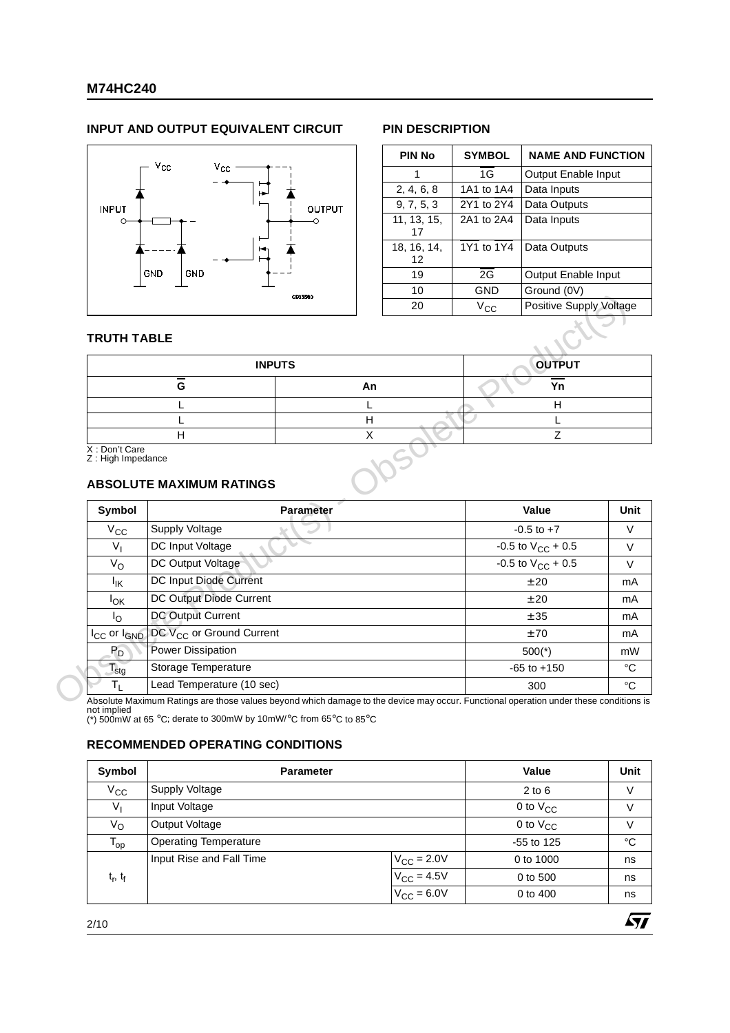## INPUT AND OUTPUT EQUIVALENT CIRCUIT

## PIN DESCRIPTION

| PIN No | SYMBOL | NAME AND FUNCTION |
|---|---|---|
| 1 | $\overline{1G}$ | Output Enable Input |
| 2, 4, 6, 8 | 1A1 to 1A4 | Data Inputs |
| 9, 7, 5, 3 | $\overline{2Y1}$ to $\overline{2Y4}$ | Data Outputs |
| 11, 13, 15, 17 | 2A1 to 2A4 | Data Inputs |
| 18, 16, 14, 12 | $\overline{1Y1}$ to $\overline{1Y4}$ | Data Outputs |
| 19 | $\overline{2G}$ | Output Enable Input |
| 10 | GND | Ground (0V) |
| 20 | $V_{CC}$ | Positive Supply Voltage |

## TRUTH TABLE

| INPUTS | | OUTPUT |
|---|---|---|
| $\overline{G}$ | An | $\overline{Yn}$ |
| L | L | H |
| L | H | L |
| H | X | Z |

X : Don't Care
Z : High Impedance

## ABSOLUTE MAXIMUM RATINGS

| Symbol | Parameter | Value | Unit |
|---|---|---|---|
| $V_{CC}$ | Supply Voltage | -0.5 to +7 | V |
| $V_I$ | DC Input Voltage | -0.5 to $V_{CC}$ + 0.5 | V |
| $V_O$ | DC Output Voltage | -0.5 to $V_{CC}$ + 0.5 | V |
| $I_{IK}$ | DC Input Diode Current | ± 20 | mA |
| $I_{OK}$ | DC Output Diode Current | ± 20 | mA |
| $I_O$ | DC Output Current | ± 35 | mA |
| $I_{CC}$ or $I_{GND}$ | DC $V_{CC}$ or Ground Current | ± 70 | mA |
| $P_D$ | Power Dissipation | 500(*) | mW |
| $T_{stg}$ | Storage Temperature | -65 to +150 | °C |
| $T_L$ | Lead Temperature (10 sec) | 300 | °C |

Absolute Maximum Ratings are those values beyond which damage to the device may occur. Functional operation under these conditions is not implied
(*) 500mW at 65 °C; derate to 300mW by 10mW/°C from 65°C to 85°C

## RECOMMENDED OPERATING CONDITIONS

| Symbol | Parameter | | Value | Unit |
|---|---|---|---|---|
| $V_{CC}$ | Supply Voltage | | 2 to 6 | V |
| $V_I$ | Input Voltage | | 0 to $V_{CC}$ | V |
| $V_O$ | Output Voltage | | 0 to $V_{CC}$ | V |
| $T_{op}$ | Operating Temperature | | -55 to 125 | °C |
| $t_r$, $t_f$ | Input Rise and Fall Time | $V_{CC}$ = 2.0V | 0 to 1000 | ns |
| | | $V_{CC}$ = 4.5V | 0 to 500 | ns |
| | | $V_{CC}$ = 6.0V | 0 to 400 | ns |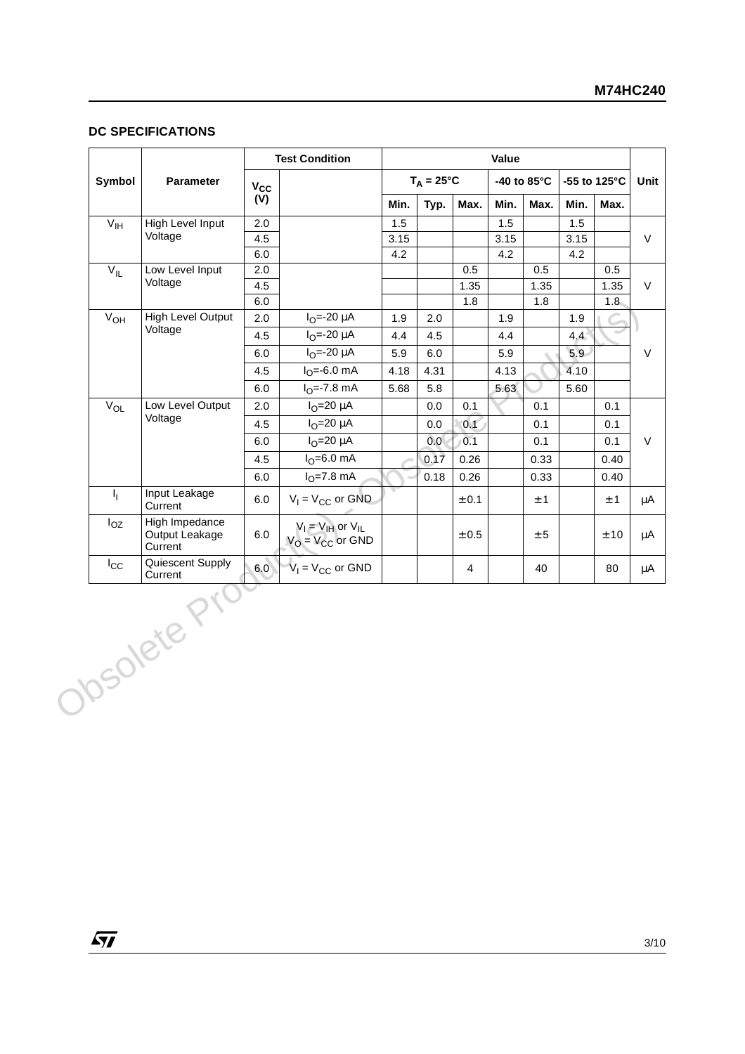## DC SPECIFICATIONS

| Symbol | Parameter | Test Condition | | Value | | | | | | | Unit |
|---|---|---|---|---|---|---|---|---|---|---|---|
| | | $V_{CC}$ (V) | | $T_A = 25°C$ | | | -40 to 85°C | | -55 to 125°C | | |
| | | | | Min. | Typ. | Max. | Min. | Max. | Min. | Max. | |
| $V_{IH}$ | High Level Input Voltage | 2.0 | | 1.5 | | | 1.5 | | 1.5 | | V |
| | | 4.5 | | 3.15 | | | 3.15 | | 3.15 | | |
| | | 6.0 | | 4.2 | | | 4.2 | | 4.2 | | |
| $V_{IL}$ | Low Level Input Voltage | 2.0 | | | | 0.5 | | 0.5 | | 0.5 | V |
| | | 4.5 | | | | 1.35 | | 1.35 | | 1.35 | |
| | | 6.0 | | | | 1.8 | | 1.8 | | 1.8 | |
| $V_{OH}$ | High Level Output Voltage | 2.0 | $I_O$=-20 µA | 1.9 | 2.0 | | 1.9 | | 1.9 | | V |
| | | 4.5 | $I_O$=-20 µA | 4.4 | 4.5 | | 4.4 | | 4.4 | | |
| | | 6.0 | $I_O$=-20 µA | 5.9 | 6.0 | | 5.9 | | 5.9 | | |
| | | 4.5 | $I_O$=-6.0 mA | 4.18 | 4.31 | | 4.13 | | 4.10 | | |
| | | 6.0 | $I_O$=-7.8 mA | 5.68 | 5.8 | | 5.63 | | 5.60 | | |
| $V_{OL}$ | Low Level Output Voltage | 2.0 | $I_O$=20 µA | | 0.0 | 0.1 | | 0.1 | | 0.1 | V |
| | | 4.5 | $I_O$=20 µA | | 0.0 | 0.1 | | 0.1 | | 0.1 | |
| | | 6.0 | $I_O$=20 µA | | 0.0 | 0.1 | | 0.1 | | 0.1 | |
| | | 4.5 | $I_O$=6.0 mA | | 0.17 | 0.26 | | 0.33 | | 0.40 | |
| | | 6.0 | $I_O$=7.8 mA | | 0.18 | 0.26 | | 0.33 | | 0.40 | |
| $I_I$ | Input Leakage Current | 6.0 | $V_I = V_{CC}$ or GND | | | ± 0.1 | | ± 1 | | ± 1 | µA |
| $I_{OZ}$ | High Impedance Output Leakage Current | 6.0 | $V_I = V_{IH}$ or $V_{IL}$ $V_O = V_{CC}$ or GND | | | ± 0.5 | | ± 5 | | ± 10 | µA |
| $I_{CC}$ | Quiescent Supply Current | 6.0 | $V_I = V_{CC}$ or GND | | | 4 | | 40 | | 80 | µA |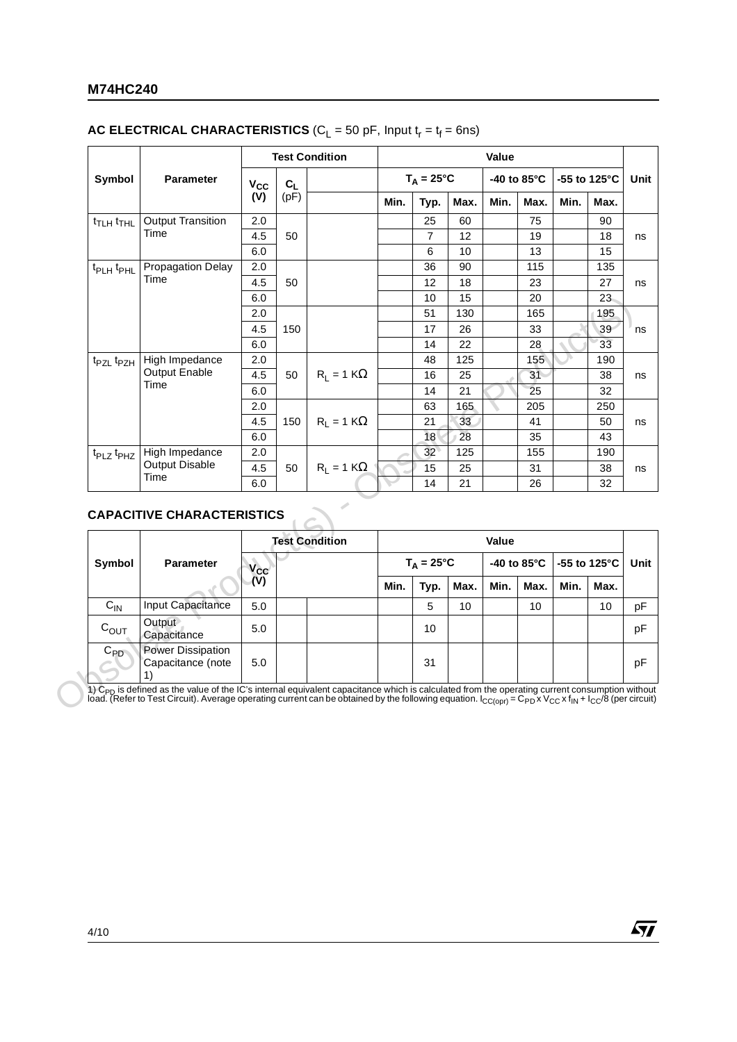## AC ELECTRICAL CHARACTERISTICS ($C_L$ = 50 pF, Input $t_r = t_f$ = 6ns)

| Symbol | Parameter | Test Condition | | | Value | | | | | | | Unit |
|---|---|---|---|---|---|---|---|---|---|---|---|---|
| | | $V_{CC}$ (V) | $C_L$ (pF) | | $T_A$ = 25°C | | | -40 to 85°C | | -55 to 125°C | | |
| | | | | | Min. | Typ. | Max. | Min. | Max. | Min. | Max. | |
| $t_{TLH}$ $t_{THL}$ | Output Transition Time | 2.0 | 50 | | | 25 | 60 | | 75 | | 90 | ns |
| | | 4.5 | | | | 7 | 12 | | 19 | | 18 | |
| | | 6.0 | | | | 6 | 10 | | 13 | | 15 | |
| $t_{PLH}$ $t_{PHL}$ | Propagation Delay Time | 2.0 | 50 | | | 36 | 90 | | 115 | | 135 | ns |
| | | 4.5 | | | | 12 | 18 | | 23 | | 27 | |
| | | 6.0 | | | | 10 | 15 | | 20 | | 23 | |
| | | 2.0 | 150 | | | 51 | 130 | | 165 | | 195 | ns |
| | | 4.5 | | | | 17 | 26 | | 33 | | 39 | |
| | | 6.0 | | | | 14 | 22 | | 28 | | 33 | |
| $t_{PZL}$ $t_{PZH}$ | High Impedance Output Enable Time | 2.0 | 50 | $R_L$ = 1 KΩ | | 48 | 125 | | 155 | | 190 | ns |
| | | 4.5 | | | | 16 | 25 | | 31 | | 38 | |
| | | 6.0 | | | | 14 | 21 | | 25 | | 32 | |
| | | 2.0 | 150 | $R_L$ = 1 KΩ | | 63 | 165 | | 205 | | 250 | ns |
| | | 4.5 | | | | 21 | 33 | | 41 | | 50 | |
| | | 6.0 | | | | 18 | 28 | | 35 | | 43 | |
| $t_{PLZ}$ $t_{PHZ}$ | High Impedance Output Disable Time | 2.0 | 50 | $R_L$ = 1 KΩ | | 32 | 125 | | 155 | | 190 | ns |
| | | 4.5 | | | | 15 | 25 | | 31 | | 38 | |
| | | 6.0 | | | | 14 | 21 | | 26 | | 32 | |

## CAPACITIVE CHARACTERISTICS

| Symbol | Parameter | Test Condition | | | Value | | | | | | | Unit |
|---|---|---|---|---|---|---|---|---|---|---|---|---|
| | | $V_{CC}$ (V) | | | $T_A$ = 25°C | | | -40 to 85°C | | -55 to 125°C | | |
| | | | | | Min. | Typ. | Max. | Min. | Max. | Min. | Max. | |
| $C_{IN}$ | Input Capacitance | 5.0 | | | | 5 | 10 | | 10 | | 10 | pF |
| $C_{OUT}$ | Output Capacitance | 5.0 | | | | 10 | | | | | | pF |
| $C_{PD}$ | Power Dissipation Capacitance (note 1) | 5.0 | | | | 31 | | | | | | pF |

1) $C_{PD}$ is defined as the value of the IC's internal equivalent capacitance which is calculated from the operating current consumption without load. (Refer to Test Circuit). Average operating current can be obtained by the following equation. $I_{CC(opr)} = C_{PD} \times V_{CC} \times f_{IN} + I_{CC}/8$ (per circuit)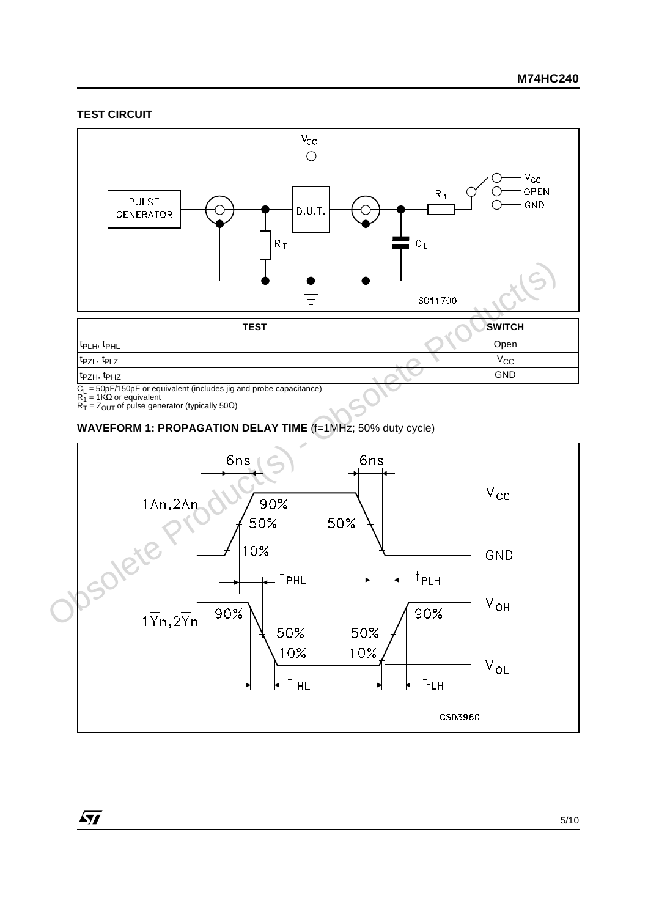## TEST CIRCUIT

| TEST | SWITCH |
|---|---|
| $t_{PLH}$, $t_{PHL}$ | Open |
| $t_{PZL}$, $t_{PLZ}$ | $V_{CC}$ |
| $t_{PZH}$, $t_{PHZ}$ | GND |

$C_L$ = 50pF/150pF or equivalent (includes jig and probe capacitance)
$R_1$ = 1KΩ or equivalent
$R_T$ = $Z_{OUT}$ of pulse generator (typically 50Ω)

## WAVEFORM 1: PROPAGATION DELAY TIME (f=1MHz; 50% duty cycle)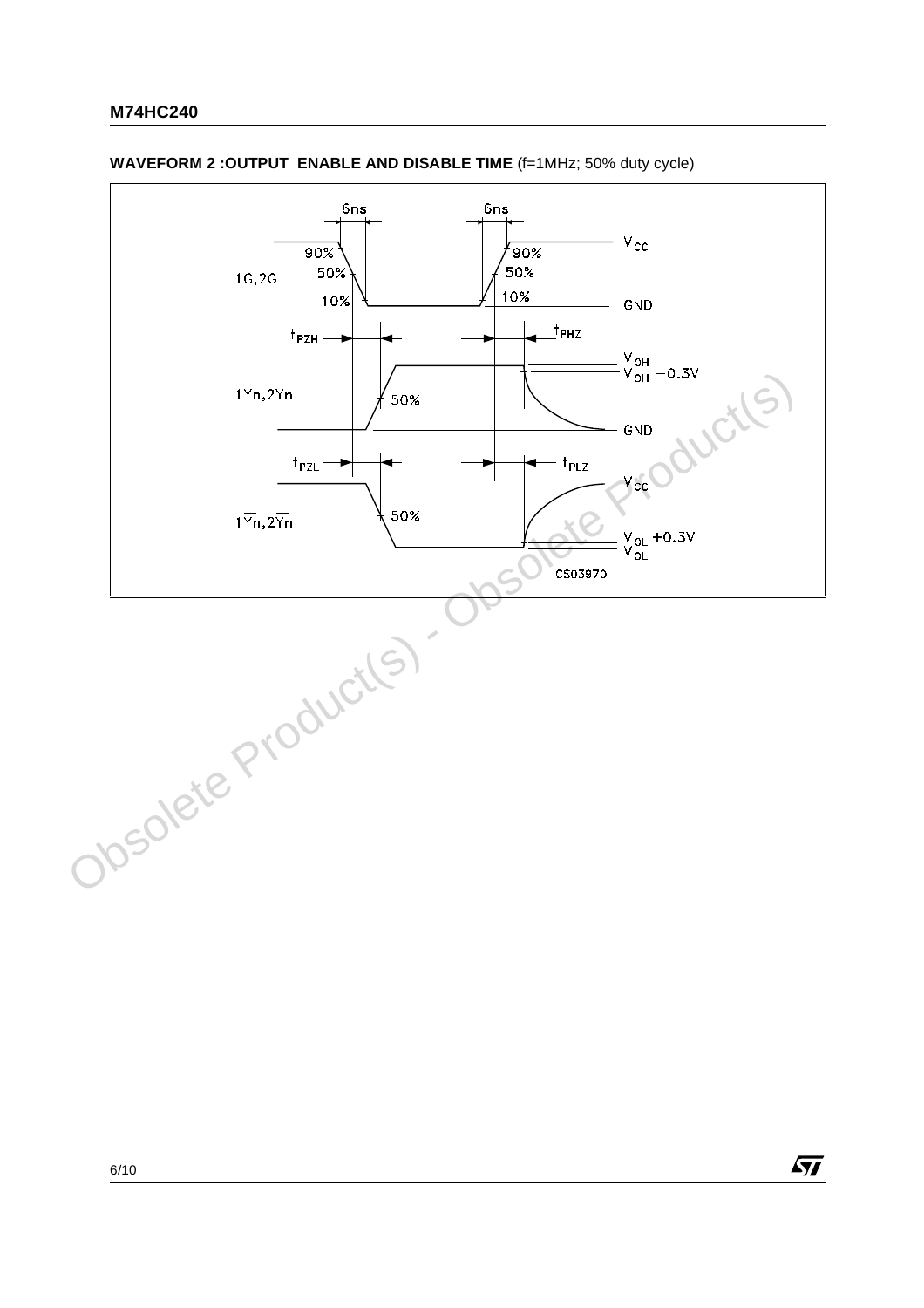**WAVEFORM 2 :OUTPUT ENABLE AND DISABLE TIME** (f=1MHz; 50% duty cycle)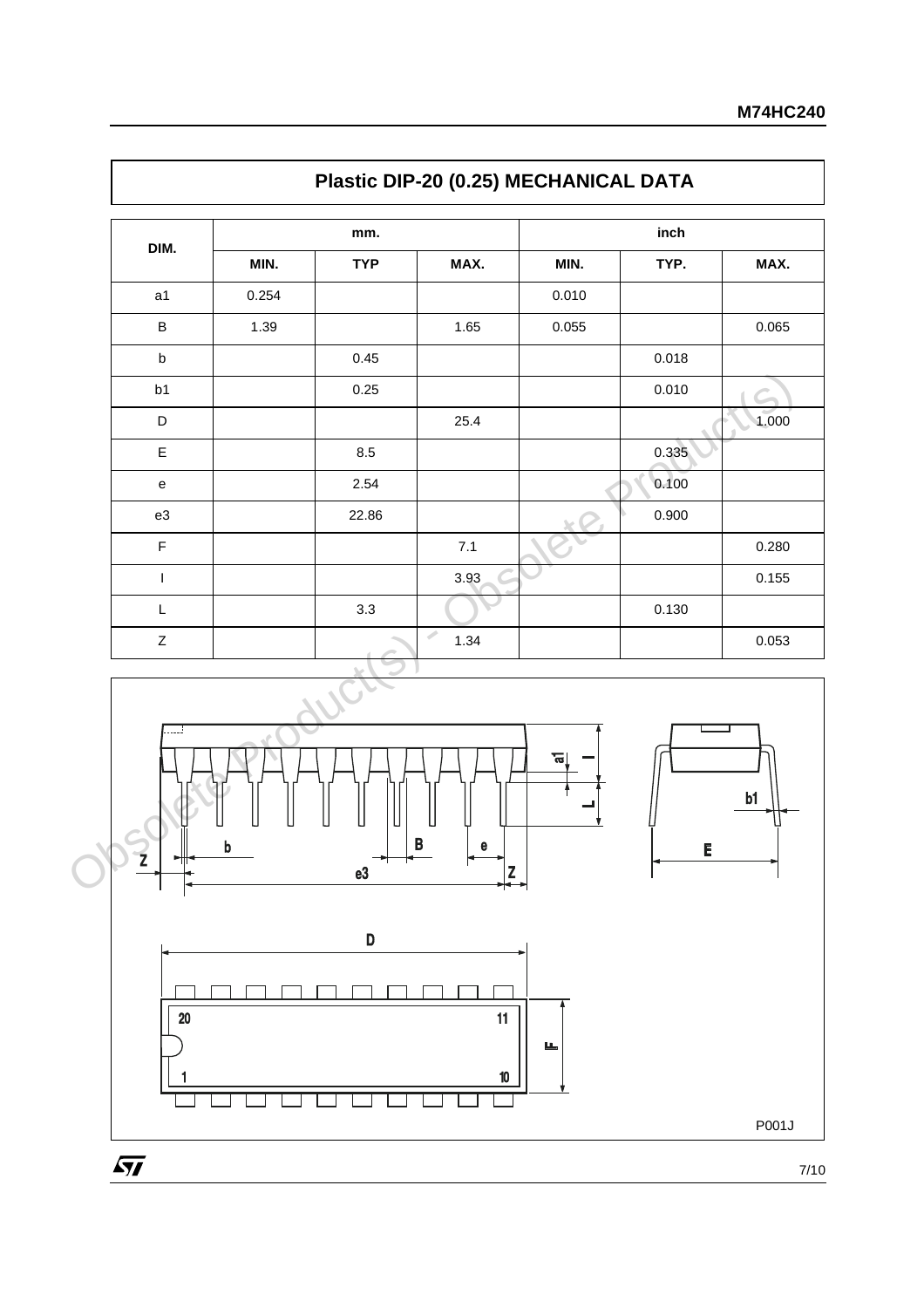## Plastic DIP-20 (0.25) MECHANICAL DATA

| DIM. | mm. | | | inch | | |
|---|---|---|---|---|---|---|
| | MIN. | TYP | MAX. | MIN. | TYP. | MAX. |
| a1 | 0.254 | | | 0.010 | | |
| B | 1.39 | | 1.65 | 0.055 | | 0.065 |
| b | | 0.45 | | | 0.018 | |
| b1 | | 0.25 | | | 0.010 | |
| D | | | 25.4 | | | 1.000 |
| E | | 8.5 | | | 0.335 | |
| e | | 2.54 | | | 0.100 | |
| e3 | | 22.86 | | | 0.900 | |
| F | | | 7.1 | | | 0.280 |
| I | | | 3.93 | | | 0.155 |
| L | | 3.3 | | | 0.130 | |
| Z | | | 1.34 | | | 0.053 |

P001J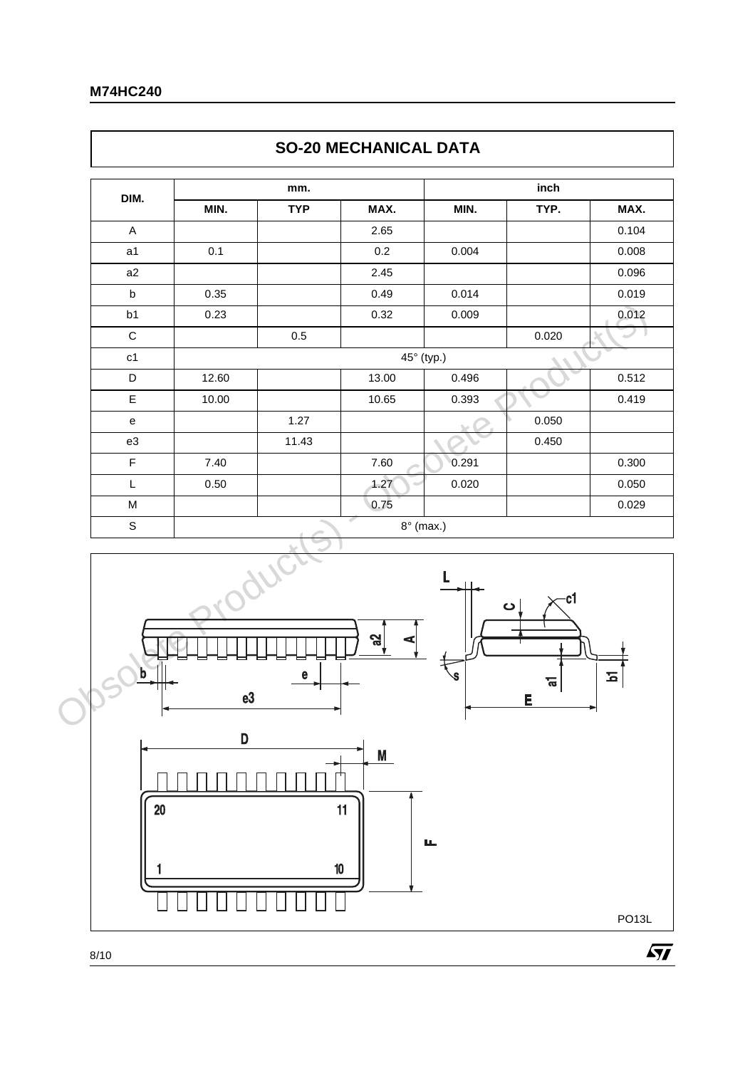## SO-20 MECHANICAL DATA

| DIM. | mm. | | | inch | | |
|---|---|---|---|---|---|---|
| | MIN. | TYP | MAX. | MIN. | TYP. | MAX. |
| A | | | 2.65 | | | 0.104 |
| a1 | 0.1 | | 0.2 | 0.004 | | 0.008 |
| a2 | | | 2.45 | | | 0.096 |
| b | 0.35 | | 0.49 | 0.014 | | 0.019 |
| b1 | 0.23 | | 0.32 | 0.009 | | 0.012 |
| C | | 0.5 | | | 0.020 | |
| c1 | 45° (typ.) | | | | | |
| D | 12.60 | | 13.00 | 0.496 | | 0.512 |
| E | 10.00 | | 10.65 | 0.393 | | 0.419 |
| e | | 1.27 | | | 0.050 | |
| e3 | | 11.43 | | | 0.450 | |
| F | 7.40 | | 7.60 | 0.291 | | 0.300 |
| L | 0.50 | | 1.27 | 0.020 | | 0.050 |
| M | | | 0.75 | | | 0.029 |
| S | 8° (max.) | | | | | |

PO13L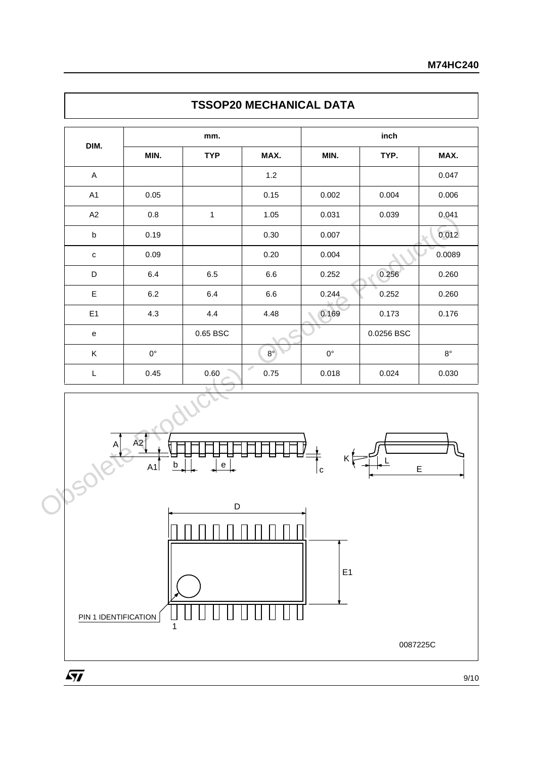## TSSOP20 MECHANICAL DATA

| DIM. | mm. | | | inch | | |
|---|---|---|---|---|---|---|
| | MIN. | TYP | MAX. | MIN. | TYP. | MAX. |
| A | | | 1.2 | | | 0.047 |
| A1 | 0.05 | | 0.15 | 0.002 | 0.004 | 0.006 |
| A2 | 0.8 | 1 | 1.05 | 0.031 | 0.039 | 0.041 |
| b | 0.19 | | 0.30 | 0.007 | | 0.012 |
| c | 0.09 | | 0.20 | 0.004 | | 0.0089 |
| D | 6.4 | 6.5 | 6.6 | 0.252 | 0.256 | 0.260 |
| E | 6.2 | 6.4 | 6.6 | 0.244 | 0.252 | 0.260 |
| E1 | 4.3 | 4.4 | 4.48 | 0.169 | 0.173 | 0.176 |
| e | | 0.65 BSC | | | 0.0256 BSC | |
| K | 0° | | 8° | 0° | | 8° |
| L | 0.45 | 0.60 | 0.75 | 0.018 | 0.024 | 0.030 |

0087225C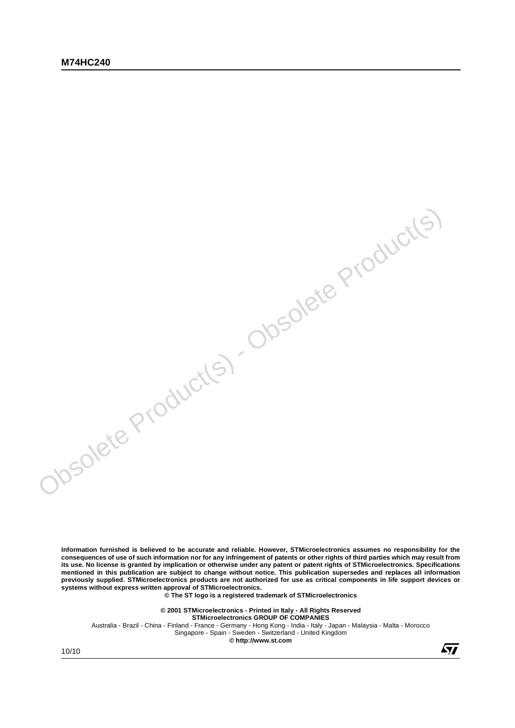**Information furnished is believed to be accurate and reliable. However, STMicroelectronics assumes no responsibility for the consequences of use of such information nor for any infringement of patents or other rights of third parties which may result from its use. No license is granted by implication or otherwise under any patent or patent rights of STMicroelectronics. Specifications mentioned in this publication are subject to change without notice. This publication supersedes and replaces all information previously supplied. STMicroelectronics products are not authorized for use as critical components in life support devices or systems without express written approval of STMicroelectronics.**

**© The ST logo is a registered trademark of STMicroelectronics**

**© 2001 STMicroelectronics - Printed in Italy - All Rights Reserved**
**STMicroelectronics GROUP OF COMPANIES**

Australia - Brazil - China - Finland - France - Germany - Hong Kong - India - Italy - Japan - Malaysia - Malta - Morocco
Singapore - Spain - Sweden - Switzerland - United Kingdom

**© http://www.st.com**